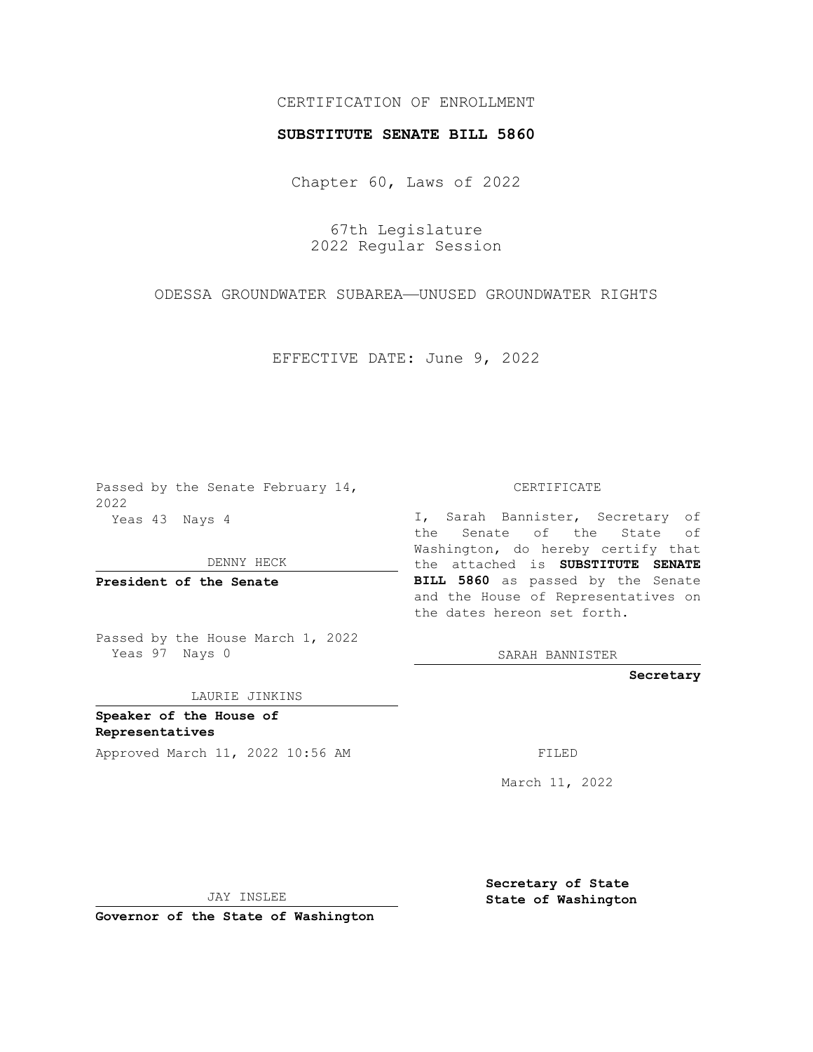CERTIFICATION OF ENROLLMENT

**SUBSTITUTE SENATE BILL 5860**

Chapter 60, Laws of 2022

67th Legislature
2022 Regular Session

ODESSA GROUNDWATER SUBAREA—UNUSED GROUNDWATER RIGHTS

EFFECTIVE DATE: June 9, 2022

Passed by the Senate February 14, 2022
Yeas 43 Nays 4

DENNY HECK

**President of the Senate**

Passed by the House March 1, 2022
Yeas 97 Nays 0

LAURIE JINKINS

**Speaker of the House of Representatives**

Approved March 11, 2022 10:56 AM

JAY INSLEE

**Governor of the State of Washington**

CERTIFICATE

I, Sarah Bannister, Secretary of the Senate of the State of Washington, do hereby certify that the attached is **SUBSTITUTE SENATE BILL 5860** as passed by the Senate and the House of Representatives on the dates hereon set forth.

SARAH BANNISTER

**Secretary**

FILED

March 11, 2022

**Secretary of State
State of Washington**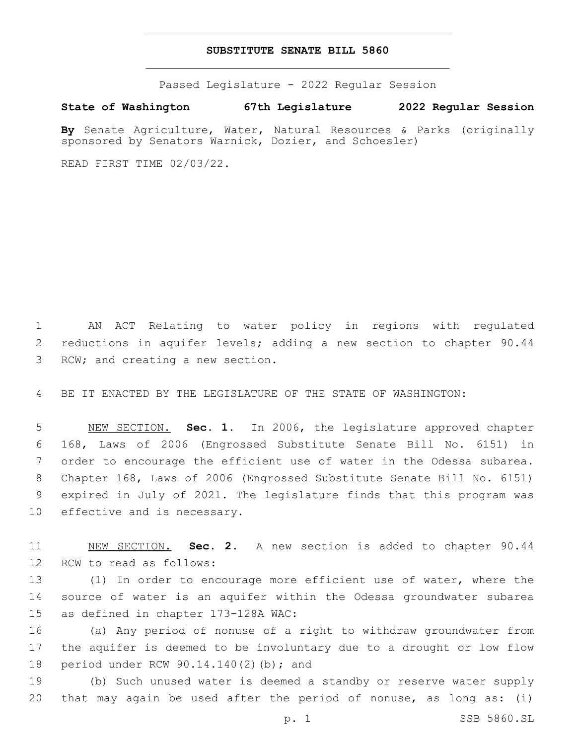**SUBSTITUTE SENATE BILL 5860**

Passed Legislature - 2022 Regular Session

**State of Washington 67th Legislature 2022 Regular Session**

**By** Senate Agriculture, Water, Natural Resources & Parks (originally sponsored by Senators Warnick, Dozier, and Schoesler)

READ FIRST TIME 02/03/22.

AN ACT Relating to water policy in regions with regulated reductions in aquifer levels; adding a new section to chapter 90.44 RCW; and creating a new section.

BE IT ENACTED BY THE LEGISLATURE OF THE STATE OF WASHINGTON:

NEW SECTION. **Sec. 1.** In 2006, the legislature approved chapter 168, Laws of 2006 (Engrossed Substitute Senate Bill No. 6151) in order to encourage the efficient use of water in the Odessa subarea. Chapter 168, Laws of 2006 (Engrossed Substitute Senate Bill No. 6151) expired in July of 2021. The legislature finds that this program was effective and is necessary.

NEW SECTION. **Sec. 2.** A new section is added to chapter 90.44 RCW to read as follows:

(1) In order to encourage more efficient use of water, where the source of water is an aquifer within the Odessa groundwater subarea as defined in chapter 173-128A WAC:

(a) Any period of nonuse of a right to withdraw groundwater from the aquifer is deemed to be involuntary due to a drought or low flow period under RCW 90.14.140(2)(b); and

(b) Such unused water is deemed a standby or reserve water supply that may again be used after the period of nonuse, as long as: (i)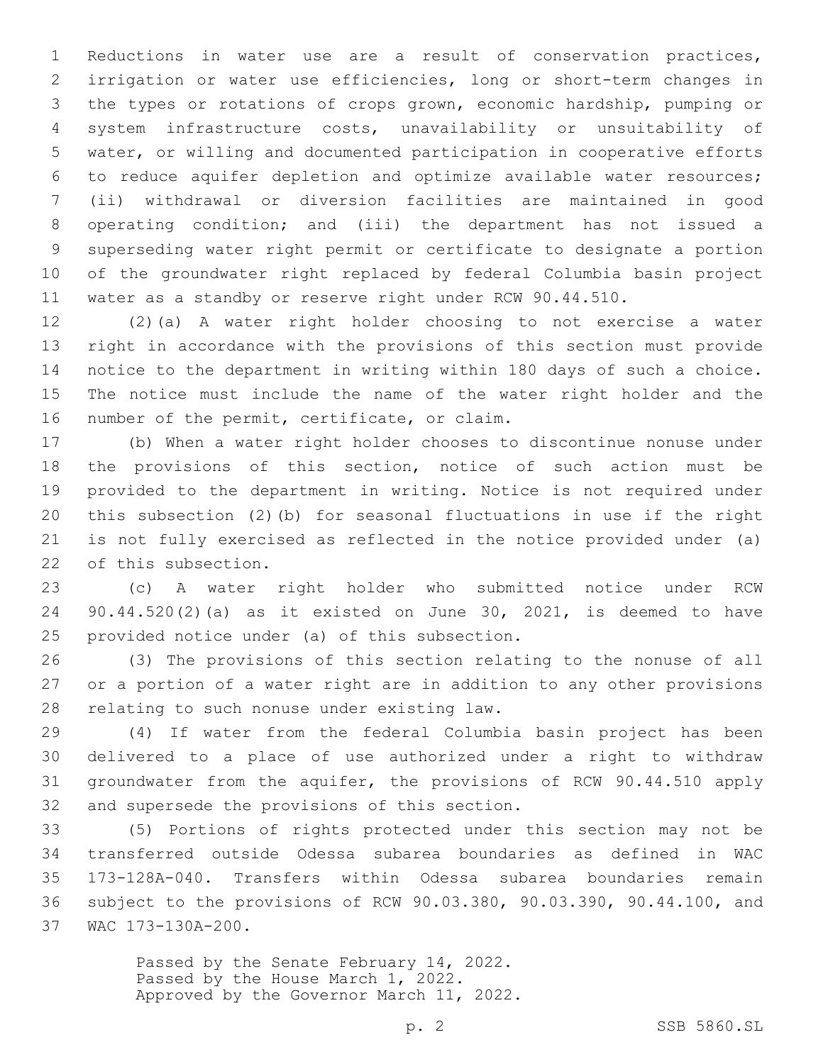Reductions in water use are a result of conservation practices, irrigation or water use efficiencies, long or short-term changes in the types or rotations of crops grown, economic hardship, pumping or system infrastructure costs, unavailability or unsuitability of water, or willing and documented participation in cooperative efforts to reduce aquifer depletion and optimize available water resources; (ii) withdrawal or diversion facilities are maintained in good operating condition; and (iii) the department has not issued a superseding water right permit or certificate to designate a portion of the groundwater right replaced by federal Columbia basin project water as a standby or reserve right under RCW 90.44.510.

(2)(a) A water right holder choosing to not exercise a water right in accordance with the provisions of this section must provide notice to the department in writing within 180 days of such a choice. The notice must include the name of the water right holder and the number of the permit, certificate, or claim.

(b) When a water right holder chooses to discontinue nonuse under the provisions of this section, notice of such action must be provided to the department in writing. Notice is not required under this subsection (2)(b) for seasonal fluctuations in use if the right is not fully exercised as reflected in the notice provided under (a) of this subsection.

(c) A water right holder who submitted notice under RCW 90.44.520(2)(a) as it existed on June 30, 2021, is deemed to have provided notice under (a) of this subsection.

(3) The provisions of this section relating to the nonuse of all or a portion of a water right are in addition to any other provisions relating to such nonuse under existing law.

(4) If water from the federal Columbia basin project has been delivered to a place of use authorized under a right to withdraw groundwater from the aquifer, the provisions of RCW 90.44.510 apply and supersede the provisions of this section.

(5) Portions of rights protected under this section may not be transferred outside Odessa subarea boundaries as defined in WAC 173-128A-040. Transfers within Odessa subarea boundaries remain subject to the provisions of RCW 90.03.380, 90.03.390, 90.44.100, and WAC 173-130A-200.

Passed by the Senate February 14, 2022.
Passed by the House March 1, 2022.
Approved by the Governor March 11, 2022.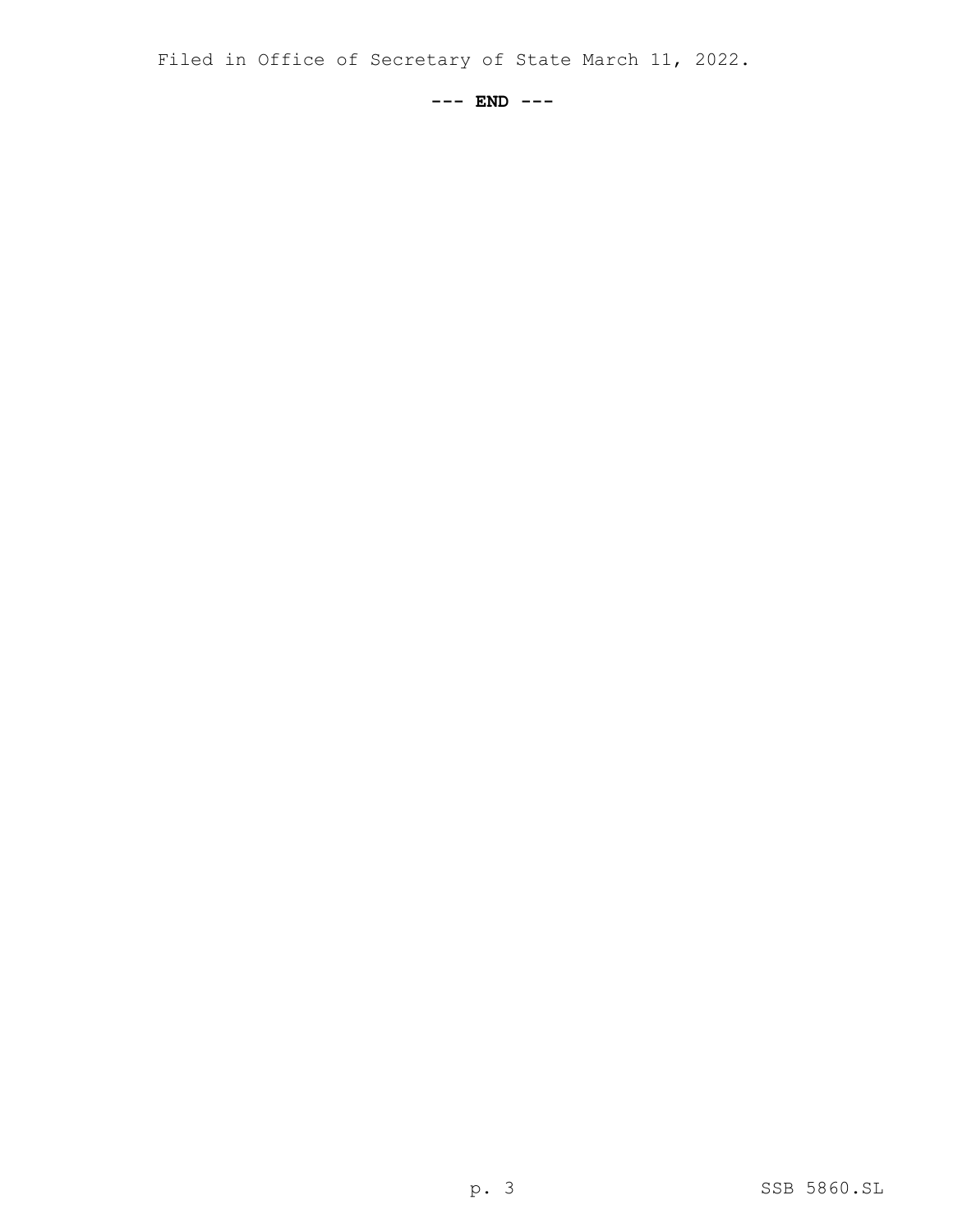Filed in Office of Secretary of State March 11, 2022.

**--- END ---**